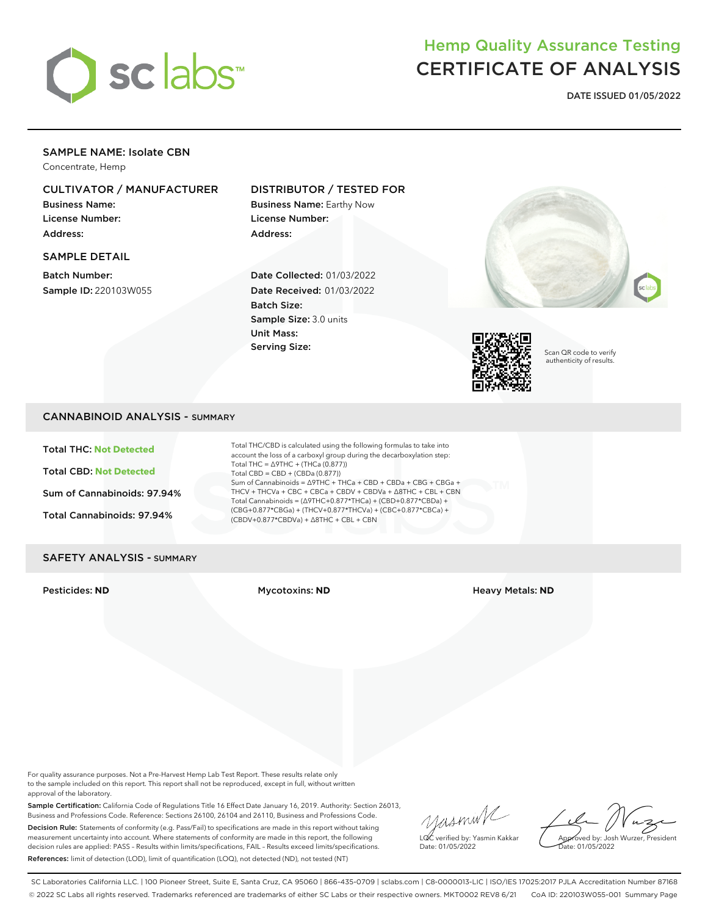sc labs™

# Hemp Quality Assurance Testing
# CERTIFICATE OF ANALYSIS

**DATE ISSUED 01/05/2022**

## SAMPLE NAME: Isolate CBN

Concentrate, Hemp

### CULTIVATOR / MANUFACTURER

**Business Name:**
**License Number:**
**Address:**

### DISTRIBUTOR / TESTED FOR

**Business Name:** Earthy Now
**License Number:**
**Address:**

### SAMPLE DETAIL

**Batch Number:**
**Sample ID:** 220103W055

**Date Collected:** 01/03/2022
**Date Received:** 01/03/2022
**Batch Size:**
**Sample Size:** 3.0 units
**Unit Mass:**
**Serving Size:**

Scan QR code to verify authenticity of results.

## CANNABINOID ANALYSIS - SUMMARY

**Total THC:** Not Detected

**Total CBD:** Not Detected

**Sum of Cannabinoids:** 97.94%

**Total Cannabinoids:** 97.94%

Total THC/CBD is calculated using the following formulas to take into account the loss of a carboxyl group during the decarboxylation step:
Total THC = Δ9THC + (THCa (0.877))
Total CBD = CBD + (CBDa (0.877))
Sum of Cannabinoids = Δ9THC + THCa + CBD + CBDa + CBG + CBGa + THCV + THCVa + CBC + CBCa + CBDV + CBDVa + Δ8THC + CBL + CBN
Total Cannabinoids = (Δ9THC+0.877*THCa) + (CBD+0.877*CBDa) + (CBG+0.877*CBGa) + (THCV+0.877*THCVa) + (CBC+0.877*CBCa) + (CBDV+0.877*CBDVa) + Δ8THC + CBL + CBN

## SAFETY ANALYSIS - SUMMARY

**Pesticides:** ND

**Mycotoxins:** ND

**Heavy Metals:** ND

For quality assurance purposes. Not a Pre-Harvest Hemp Lab Test Report. These results relate only to the sample included on this report. This report shall not be reproduced, except in full, without written approval of the laboratory.

**Sample Certification:** California Code of Regulations Title 16 Effect Date January 16, 2019. Authority: Section 26013, Business and Professions Code. Reference: Sections 26100, 26104 and 26110, Business and Professions Code.

**Decision Rule:** Statements of conformity (e.g. Pass/Fail) to specifications are made in this report without taking measurement uncertainty into account. Where statements of conformity are made in this report, the following decision rules are applied: PASS – Results within limits/specifications, FAIL – Results exceed limits/specifications.

**References:** limit of detection (LOD), limit of quantification (LOQ), not detected (ND), not tested (NT)

LQC verified by: Yasmin Kakkar
Date: 01/05/2022

Approved by: Josh Wurzer, President
Date: 01/05/2022

SC Laboratories California LLC. | 100 Pioneer Street, Suite E, Santa Cruz, CA 95060 | 866-435-0709 | sclabs.com | C8-0000013-LIC | ISO/IES 17025:2017 PJLA Accreditation Number 87168
© 2022 SC Labs all rights reserved. Trademarks referenced are trademarks of either SC Labs or their respective owners. MKT0002 REV8 6/21 CoA ID: 220103W055-001 Summary Page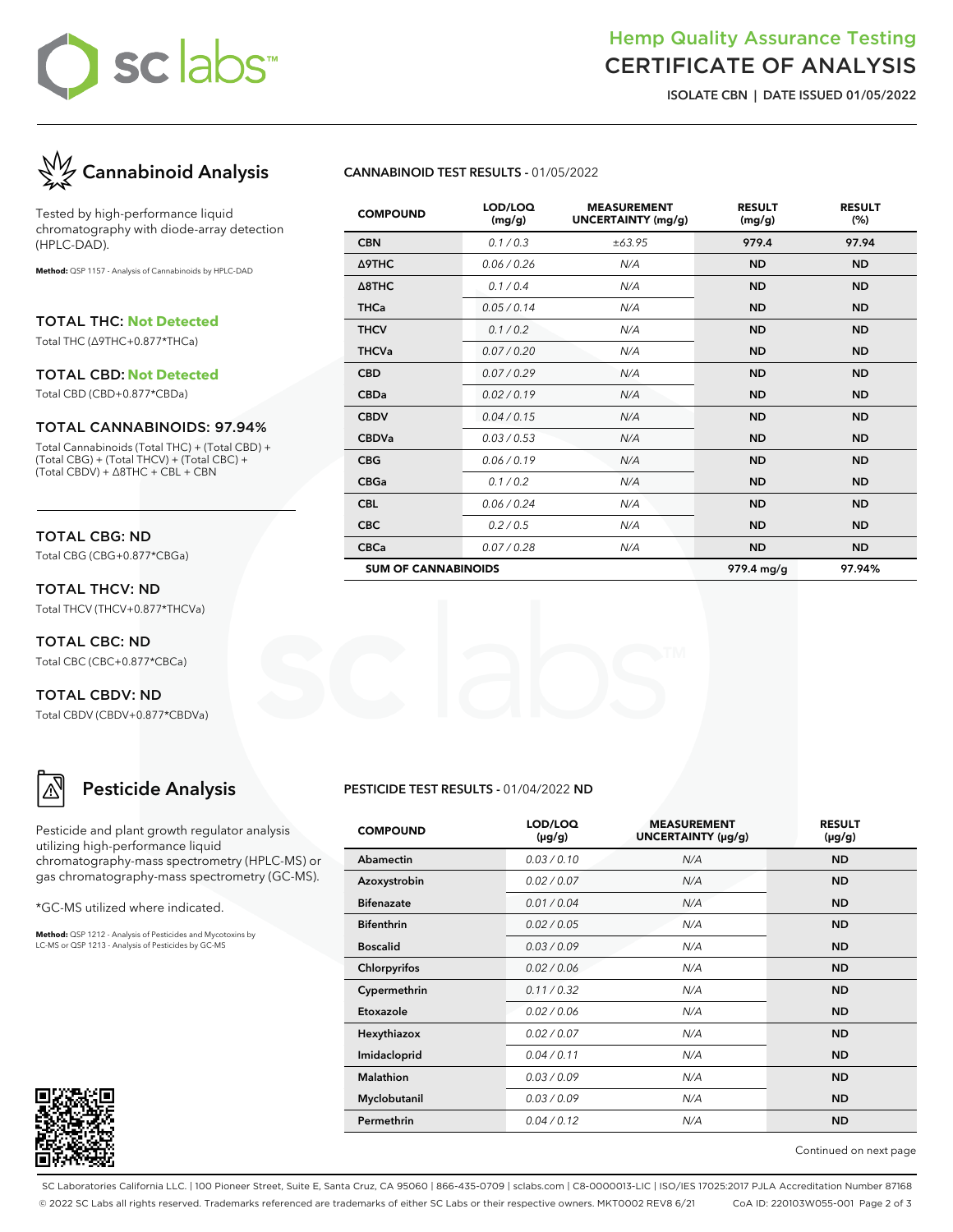# Hemp Quality Assurance Testing
# CERTIFICATE OF ANALYSIS

**ISOLATE CBN | DATE ISSUED 01/05/2022**

## Cannabinoid Analysis

Tested by high-performance liquid chromatography with diode-array detection (HPLC-DAD).

**Method:** QSP 1157 - Analysis of Cannabinoids by HPLC-DAD

### TOTAL THC: Not Detected

Total THC (Δ9THC+0.877*THCa)

### TOTAL CBD: Not Detected

Total CBD (CBD+0.877*CBDa)

### TOTAL CANNABINOIDS: 97.94%

Total Cannabinoids (Total THC) + (Total CBD) + (Total CBG) + (Total THCV) + (Total CBC) + (Total CBDV) + Δ8THC + CBL + CBN

### TOTAL CBG: ND

Total CBG (CBG+0.877*CBGa)

### TOTAL THCV: ND

Total THCV (THCV+0.877*THCVa)

### TOTAL CBC: ND

Total CBC (CBC+0.877*CBCa)

### TOTAL CBDV: ND

Total CBDV (CBDV+0.877*CBDVa)

**CANNABINOID TEST RESULTS** - 01/05/2022

| COMPOUND | LOD/LOQ (mg/g) | MEASUREMENT UNCERTAINTY (mg/g) | RESULT (mg/g) | RESULT (%) |
|---|---|---|---|---|
| CBN | 0.1 / 0.3 | ±63.95 | 979.4 | 97.94 |
| Δ9THC | 0.06 / 0.26 | N/A | ND | ND |
| Δ8THC | 0.1 / 0.4 | N/A | ND | ND |
| THCa | 0.05 / 0.14 | N/A | ND | ND |
| THCV | 0.1 / 0.2 | N/A | ND | ND |
| THCVa | 0.07 / 0.20 | N/A | ND | ND |
| CBD | 0.07 / 0.29 | N/A | ND | ND |
| CBDa | 0.02 / 0.19 | N/A | ND | ND |
| CBDV | 0.04 / 0.15 | N/A | ND | ND |
| CBDVa | 0.03 / 0.53 | N/A | ND | ND |
| CBG | 0.06 / 0.19 | N/A | ND | ND |
| CBGa | 0.1 / 0.2 | N/A | ND | ND |
| CBL | 0.06 / 0.24 | N/A | ND | ND |
| CBC | 0.2 / 0.5 | N/A | ND | ND |
| CBCa | 0.07 / 0.28 | N/A | ND | ND |
| **SUM OF CANNABINOIDS** | | | **979.4 mg/g** | **97.94%** |

## Pesticide Analysis

Pesticide and plant growth regulator analysis utilizing high-performance liquid chromatography-mass spectrometry (HPLC-MS) or gas chromatography-mass spectrometry (GC-MS).

*GC-MS utilized where indicated.

**Method:** QSP 1212 - Analysis of Pesticides and Mycotoxins by LC-MS or QSP 1213 - Analysis of Pesticides by GC-MS

**PESTICIDE TEST RESULTS** - 01/04/2022 **ND**

| COMPOUND | LOD/LOQ (μg/g) | MEASUREMENT UNCERTAINTY (μg/g) | RESULT (μg/g) |
|---|---|---|---|
| Abamectin | 0.03 / 0.10 | N/A | ND |
| Azoxystrobin | 0.02 / 0.07 | N/A | ND |
| Bifenazate | 0.01 / 0.04 | N/A | ND |
| Bifenthrin | 0.02 / 0.05 | N/A | ND |
| Boscalid | 0.03 / 0.09 | N/A | ND |
| Chlorpyrifos | 0.02 / 0.06 | N/A | ND |
| Cypermethrin | 0.11 / 0.32 | N/A | ND |
| Etoxazole | 0.02 / 0.06 | N/A | ND |
| Hexythiazox | 0.02 / 0.07 | N/A | ND |
| Imidacloprid | 0.04 / 0.11 | N/A | ND |
| Malathion | 0.03 / 0.09 | N/A | ND |
| Myclobutanil | 0.03 / 0.09 | N/A | ND |
| Permethrin | 0.04 / 0.12 | N/A | ND |

Continued on next page

SC Laboratories California LLC. | 100 Pioneer Street, Suite E, Santa Cruz, CA 95060 | 866-435-0709 | sclabs.com | C8-0000013-LIC | ISO/IES 17025:2017 PJLA Accreditation Number 87168
© 2022 SC Labs all rights reserved. Trademarks referenced are trademarks of either SC Labs or their respective owners. MKT0002 REV8 6/21 CoA ID: 220103W055-001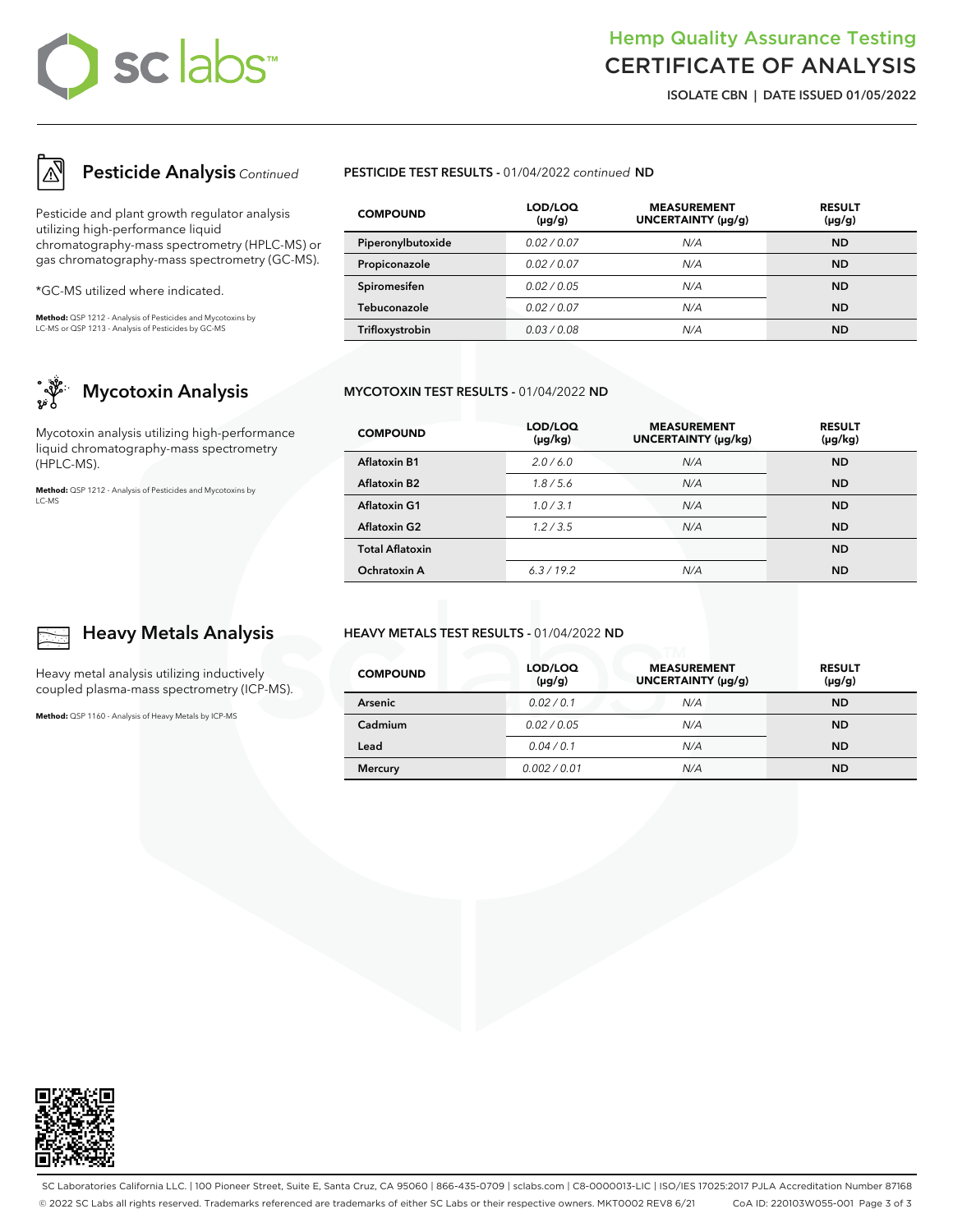# Hemp Quality Assurance Testing
# CERTIFICATE OF ANALYSIS

**ISOLATE CBN | DATE ISSUED 01/05/2022**

## Pesticide Analysis *Continued*

Pesticide and plant growth regulator analysis utilizing high-performance liquid chromatography-mass spectrometry (HPLC-MS) or gas chromatography-mass spectrometry (GC-MS).

*GC-MS utilized where indicated.

**Method:** QSP 1212 - Analysis of Pesticides and Mycotoxins by LC-MS or QSP 1213 - Analysis of Pesticides by GC-MS

**PESTICIDE TEST RESULTS -** 01/04/2022 *continued* **ND**

| COMPOUND | LOD/LOQ (µg/g) | MEASUREMENT UNCERTAINTY (µg/g) | RESULT (µg/g) |
|---|---|---|---|
| Piperonylbutoxide | 0.02 / 0.07 | N/A | ND |
| Propiconazole | 0.02 / 0.07 | N/A | ND |
| Spiromesifen | 0.02 / 0.05 | N/A | ND |
| Tebuconazole | 0.02 / 0.07 | N/A | ND |
| Trifloxystrobin | 0.03 / 0.08 | N/A | ND |

## Mycotoxin Analysis

Mycotoxin analysis utilizing high-performance liquid chromatography-mass spectrometry (HPLC-MS).

**Method:** QSP 1212 - Analysis of Pesticides and Mycotoxins by LC-MS

**MYCOTOXIN TEST RESULTS -** 01/04/2022 **ND**

| COMPOUND | LOD/LOQ (µg/kg) | MEASUREMENT UNCERTAINTY (µg/kg) | RESULT (µg/kg) |
|---|---|---|---|
| Aflatoxin B1 | 2.0 / 6.0 | N/A | ND |
| Aflatoxin B2 | 1.8 / 5.6 | N/A | ND |
| Aflatoxin G1 | 1.0 / 3.1 | N/A | ND |
| Aflatoxin G2 | 1.2 / 3.5 | N/A | ND |
| Total Aflatoxin | | | ND |
| Ochratoxin A | 6.3 / 19.2 | N/A | ND |

## Heavy Metals Analysis

Heavy metal analysis utilizing inductively coupled plasma-mass spectrometry (ICP-MS).

**Method:** QSP 1160 - Analysis of Heavy Metals by ICP-MS

**HEAVY METALS TEST RESULTS -** 01/04/2022 **ND**

| COMPOUND | LOD/LOQ (µg/g) | MEASUREMENT UNCERTAINTY (µg/g) | RESULT (µg/g) |
|---|---|---|---|
| Arsenic | 0.02 / 0.1 | N/A | ND |
| Cadmium | 0.02 / 0.05 | N/A | ND |
| Lead | 0.04 / 0.1 | N/A | ND |
| Mercury | 0.002 / 0.01 | N/A | ND |

SC Laboratories California LLC. | 100 Pioneer Street, Suite E, Santa Cruz, CA 95060 | 866-435-0709 | sclabs.com | C8-0000013-LIC | ISO/IES 17025:2017 PJLA Accreditation Number 87168

© 2022 SC Labs all rights reserved. Trademarks referenced are trademarks of either SC Labs or their respective owners. MKT0002 REV8 6/21 CoA ID: 220103W055-001